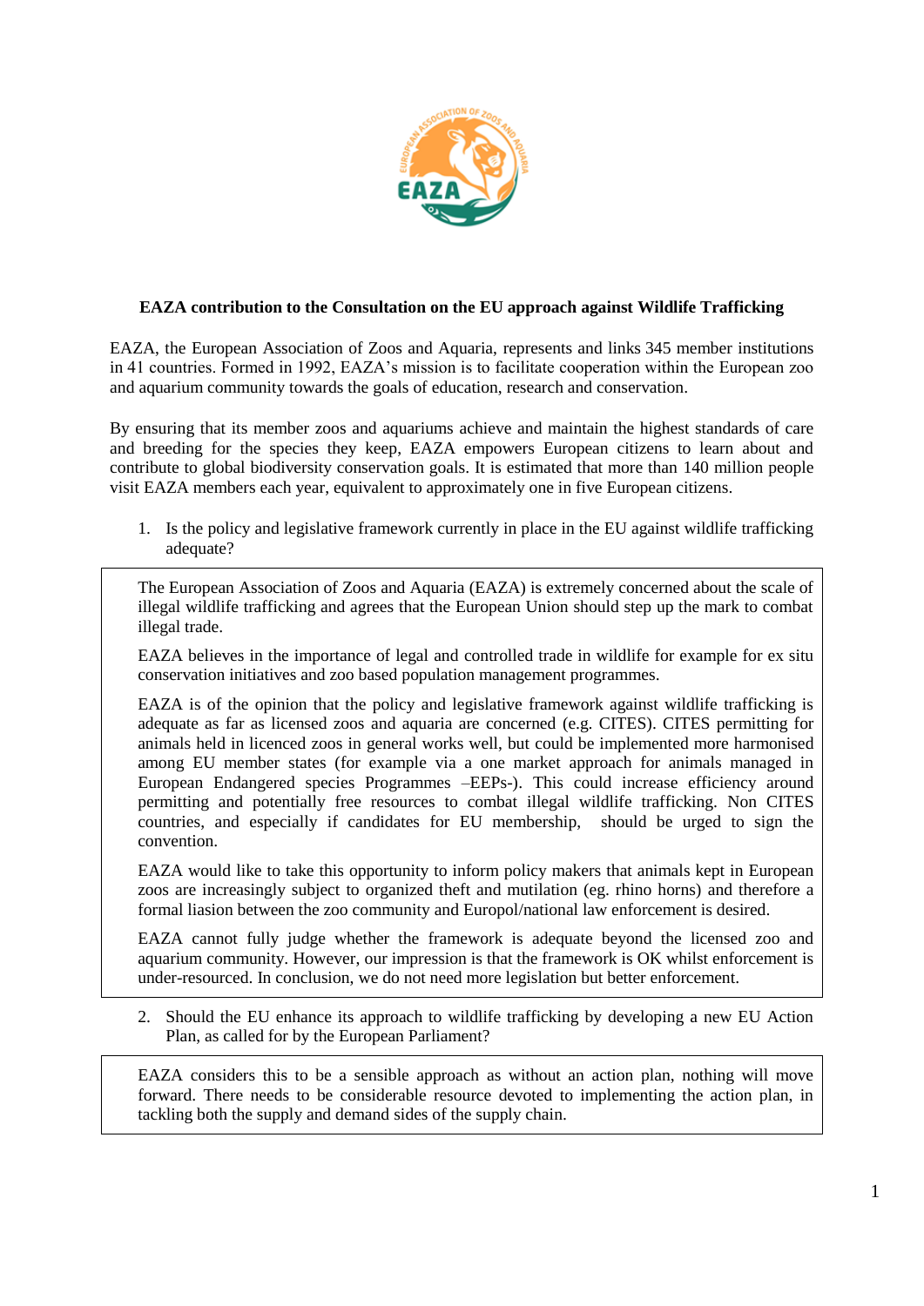**EAZA contribution to the Consultation on the EU approach against Wildlife Trafficking**

EAZA, the European Association of Zoos and Aquaria, represents and links 345 member institutions in 41 countries. Formed in 1992, EAZA's mission is to facilitate cooperation within the European zoo and aquarium community towards the goals of education, research and conservation.

By ensuring that its member zoos and aquariums achieve and maintain the highest standards of care and breeding for the species they keep, EAZA empowers European citizens to learn about and contribute to global biodiversity conservation goals. It is estimated that more than 140 million people visit EAZA members each year, equivalent to approximately one in five European citizens.

1. Is the policy and legislative framework currently in place in the EU against wildlife trafficking adequate?

The European Association of Zoos and Aquaria (EAZA) is extremely concerned about the scale of illegal wildlife trafficking and agrees that the European Union should step up the mark to combat illegal trade.

EAZA believes in the importance of legal and controlled trade in wildlife for example for ex situ conservation initiatives and zoo based population management programmes.

EAZA is of the opinion that the policy and legislative framework against wildlife trafficking is adequate as far as licensed zoos and aquaria are concerned (e.g. CITES). CITES permitting for animals held in licenced zoos in general works well, but could be implemented more harmonised among EU member states (for example via a one market approach for animals managed in European Endangered species Programmes –EEPs-). This could increase efficiency around permitting and potentially free resources to combat illegal wildlife trafficking. Non CITES countries, and especially if candidates for EU membership, should be urged to sign the convention.

EAZA would like to take this opportunity to inform policy makers that animals kept in European zoos are increasingly subject to organized theft and mutilation (eg. rhino horns) and therefore a formal liasion between the zoo community and Europol/national law enforcement is desired.

EAZA cannot fully judge whether the framework is adequate beyond the licensed zoo and aquarium community. However, our impression is that the framework is OK whilst enforcement is under-resourced. In conclusion, we do not need more legislation but better enforcement.

2. Should the EU enhance its approach to wildlife trafficking by developing a new EU Action Plan, as called for by the European Parliament?

EAZA considers this to be a sensible approach as without an action plan, nothing will move forward. There needs to be considerable resource devoted to implementing the action plan, in tackling both the supply and demand sides of the supply chain.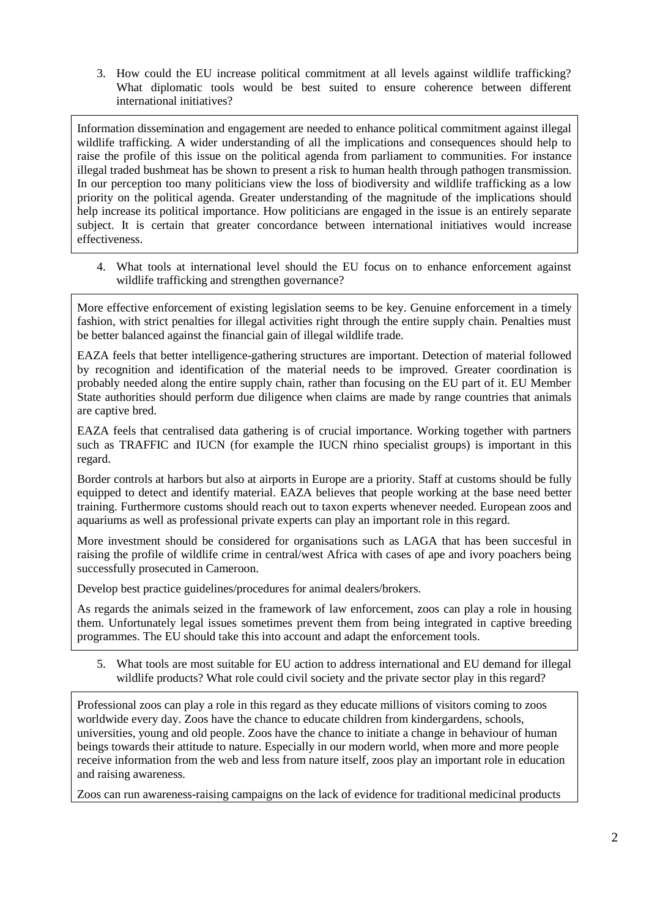3. How could the EU increase political commitment at all levels against wildlife trafficking? What diplomatic tools would be best suited to ensure coherence between different international initiatives?

Information dissemination and engagement are needed to enhance political commitment against illegal wildlife trafficking. A wider understanding of all the implications and consequences should help to raise the profile of this issue on the political agenda from parliament to communities. For instance illegal traded bushmeat has been shown to present a risk to human health through pathogen transmission. In our perception too many politicians view the loss of biodiversity and wildlife trafficking as a low priority on the political agenda. Greater understanding of the magnitude of the implications should help increase its political importance. How politicians are engaged in the issue is an entirely separate subject. It is certain that greater concordance between international initiatives would increase effectiveness.

4. What tools at international level should the EU focus on to enhance enforcement against wildlife trafficking and strengthen governance?

More effective enforcement of existing legislation seems to be key. Genuine enforcement in a timely fashion, with strict penalties for illegal activities right through the entire supply chain. Penalties must be better balanced against the financial gain of illegal wildlife trade.

EAZA feels that better intelligence-gathering structures are important. Detection of material followed by recognition and identification of the material needs to be improved. Greater coordination is probably needed along the entire supply chain, rather than focusing on the EU part of it. EU Member State authorities should perform due diligence when claims are made by range countries that animals are captive bred.

EAZA feels that centralised data gathering is of crucial importance. Working together with partners such as TRAFFIC and IUCN (for example the IUCN rhino specialist groups) is important in this regard.

Border controls at harbors but also at airports in Europe are a priority. Staff at customs should be fully equipped to detect and identify material. EAZA believes that people working at the base need better training. Furthermore customs should reach out to taxon experts whenever needed. European zoos and aquariums as well as professional private experts can play an important role in this regard.

More investment should be considered for organisations such as LAGA that has been succesful in raising the profile of wildlife crime in central/west Africa with cases of ape and ivory poachers being successfully prosecuted in Cameroon.

Develop best practice guidelines/procedures for animal dealers/brokers.

As regards the animals seized in the framework of law enforcement, zoos can play a role in housing them. Unfortunately legal issues sometimes prevent them from being integrated in captive breeding programmes. The EU should take this into account and adapt the enforcement tools.

5. What tools are most suitable for EU action to address international and EU demand for illegal wildlife products? What role could civil society and the private sector play in this regard?

Professional zoos can play a role in this regard as they educate millions of visitors coming to zoos worldwide every day. Zoos have the chance to educate children from kindergardens, schools, universities, young and old people. Zoos have the chance to initiate a change in behaviour of human beings towards their attitude to nature. Especially in our modern world, when more and more people receive information from the web and less from nature itself, zoos play an important role in education and raising awareness.

Zoos can run awareness-raising campaigns on the lack of evidence for traditional medicinal products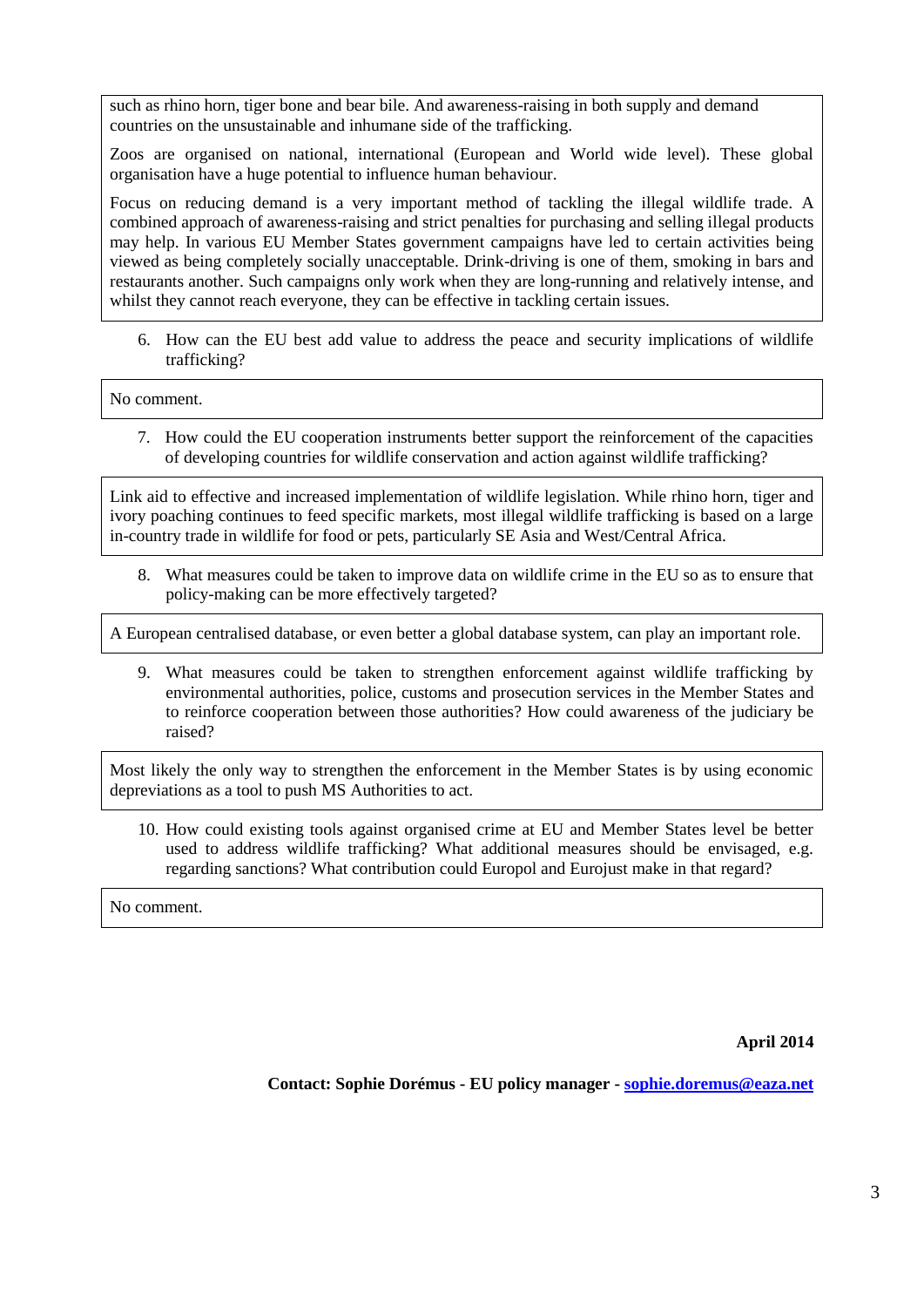such as rhino horn, tiger bone and bear bile. And awareness-raising in both supply and demand countries on the unsustainable and inhumane side of the trafficking.

Zoos are organised on national, international (European and World wide level). These global organisation have a huge potential to influence human behaviour.

Focus on reducing demand is a very important method of tackling the illegal wildlife trade. A combined approach of awareness-raising and strict penalties for purchasing and selling illegal products may help. In various EU Member States government campaigns have led to certain activities being viewed as being completely socially unacceptable. Drink-driving is one of them, smoking in bars and restaurants another. Such campaigns only work when they are long-running and relatively intense, and whilst they cannot reach everyone, they can be effective in tackling certain issues.

6. How can the EU best add value to address the peace and security implications of wildlife trafficking?

No comment.

7. How could the EU cooperation instruments better support the reinforcement of the capacities of developing countries for wildlife conservation and action against wildlife trafficking?

Link aid to effective and increased implementation of wildlife legislation. While rhino horn, tiger and ivory poaching continues to feed specific markets, most illegal wildlife trafficking is based on a large in-country trade in wildlife for food or pets, particularly SE Asia and West/Central Africa.

8. What measures could be taken to improve data on wildlife crime in the EU so as to ensure that policy-making can be more effectively targeted?

A European centralised database, or even better a global database system, can play an important role.

9. What measures could be taken to strengthen enforcement against wildlife trafficking by environmental authorities, police, customs and prosecution services in the Member States and to reinforce cooperation between those authorities? How could awareness of the judiciary be raised?

Most likely the only way to strengthen the enforcement in the Member States is by using economic depreviations as a tool to push MS Authorities to act.

10. How could existing tools against organised crime at EU and Member States level be better used to address wildlife trafficking? What additional measures should be envisaged, e.g. regarding sanctions? What contribution could Europol and Eurojust make in that regard?

No comment.

**April 2014**

**Contact: Sophie Dorémus - EU policy manager - sophie.doremus@eaza.net**